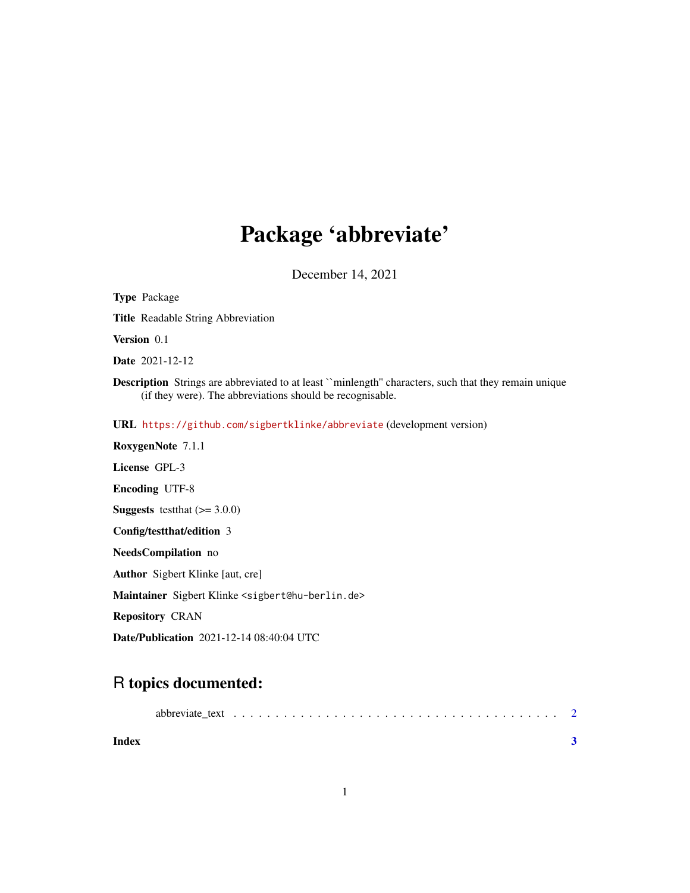# Package 'abbreviate'

December 14, 2021

**Type** Package

**Title** Readable String Abbreviation

**Version** 0.1

**Date** 2021-12-12

**Description** Strings are abbreviated to at least ``minlength'' characters, such that they remain unique (if they were). The abbreviations should be recognisable.

**URL** https://github.com/sigbertklinke/abbreviate (development version)

**RoxygenNote** 7.1.1

**License** GPL-3

**Encoding** UTF-8

**Suggests** testthat (>= 3.0.0)

**Config/testthat/edition** 3

**NeedsCompilation** no

**Author** Sigbert Klinke [aut, cre]

**Maintainer** Sigbert Klinke <sigbert@hu-berlin.de>

**Repository** CRAN

**Date/Publication** 2021-12-14 08:40:04 UTC

## R topics documented:

abbreviate_text . . . . . . . . . . . . . . . . . . . . . . . . . . . . . . . . . . . . . . . . 2

**Index** **3**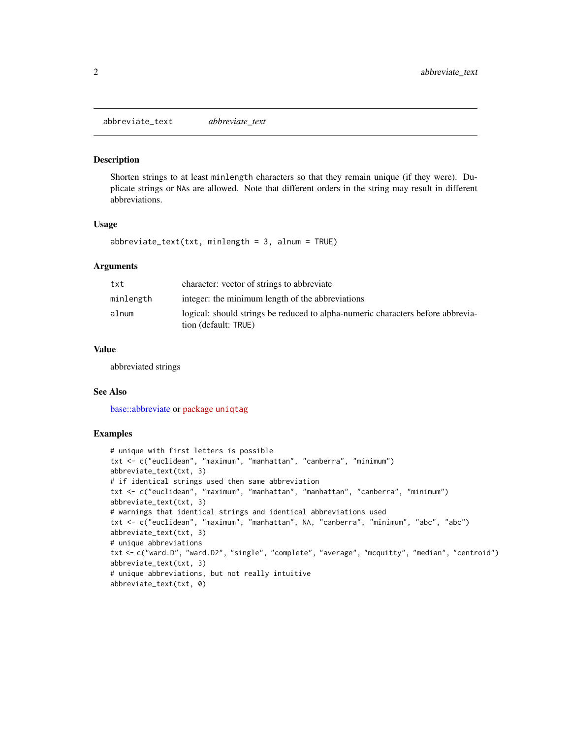`abstract_text` *abbreviate_text*

## abbreviate_text

### Description

Shorten strings to at least `minlength` characters so that they remain unique (if they were). Duplicate strings or `NA`s are allowed. Note that different orders in the string may result in different abbreviations.

### Usage

```
abbreviate_text(txt, minlength = 3, alnum = TRUE)
```

### Arguments

| | |
|---|---|
| `txt` | character: vector of strings to abbreviate |
| `minlength` | integer: the minimum length of the abbreviations |
| `alnum` | logical: should strings be reduced to alpha-numeric characters before abbreviation (default: `TRUE`) |

### Value

abbreviated strings

### See Also

base::abbreviate or package `uniqtag`

### Examples

```
# unique with first letters is possible
txt <- c("euclidean", "maximum", "manhattan", "canberra", "minimum")
abbreviate_text(txt, 3)
# if identical strings used then same abbreviation
txt <- c("euclidean", "maximum", "manhattan", "manhattan", "canberra", "minimum")
abbreviate_text(txt, 3)
# warnings that identical strings and identical abbreviations used
txt <- c("euclidean", "maximum", "manhattan", NA, "canberra", "minimum", "abc", "abc")
abbreviate_text(txt, 3)
# unique abbreviations
txt <- c("ward.D", "ward.D2", "single", "complete", "average", "mcquitty", "median", "centroid")
abbreviate_text(txt, 3)
# unique abbreviations, but not really intuitive
abbreviate_text(txt, 0)
```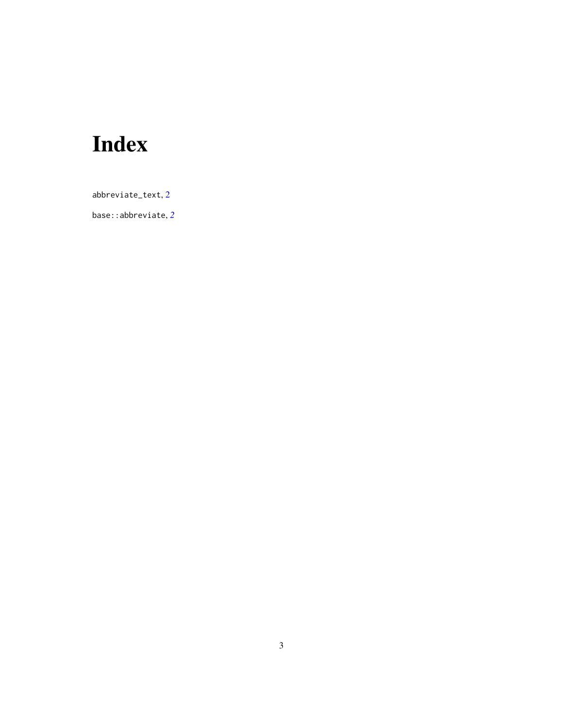# Index

abbreviate_text, 2

base::abbreviate, *2*